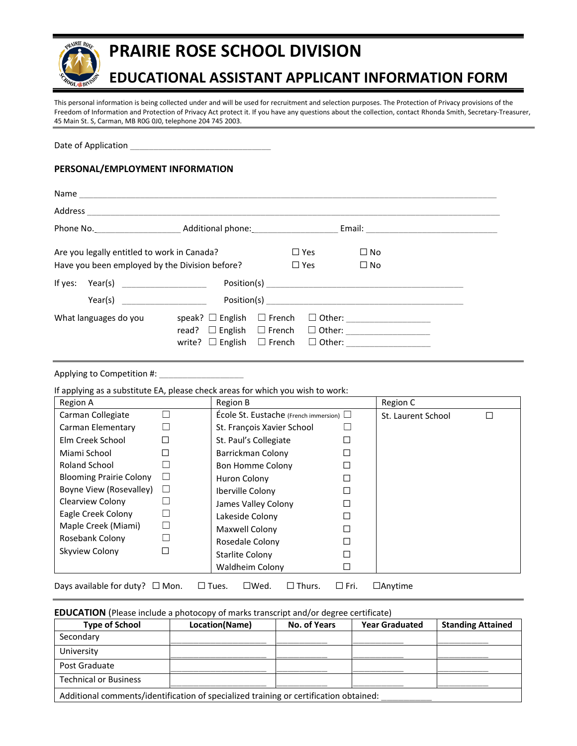# PRAIRIE ROSE SCHOOL DIVISION

## EDUCATIONAL ASSISTANT APPLICANT INFORMATION FORM

This personal information is being collected under and will be used for recruitment and selection purposes. The Protection of Privacy provisions of the Freedom of Information and Protection of Privacy Act protect it. If you have any questions about the collection, contact Rhonda Smith, Secretary-Treasurer, 45 Main St. S, Carman, MB R0G 0J0, telephone 204 745 2003.

Date of Application ______________________________

### PERSONAL/EMPLOYMENT INFORMATION

Name ________________________________________________________________________________________

Address ______________________________________________________________________________________

Phone No.__________________ Additional phone:__________________ Email: ____________________________

Are you legally entitled to work in Canada? ☐ Yes ☐ No

Have you been employed by the Division before? ☐ Yes ☐ No

If yes: Year(s) __________________ Position(s) __________________________________________

Year(s) __________________ Position(s) __________________________________________

What languages do you
- speak? ☐ English ☐ French ☐ Other: __________________
- read? ☐ English ☐ French ☐ Other: __________________
- write? ☐ English ☐ French ☐ Other: __________________

---

Applying to Competition #: __________________

If applying as a substitute EA, please check areas for which you wish to work:

| Region A | | Region B | | Region C | |
|---|---|---|---|---|---|
| Carman Collegiate | ☐ | École St. Eustache (French immersion) | ☐ | St. Laurent School | ☐ |
| Carman Elementary | ☐ | St. François Xavier School | ☐ | | |
| Elm Creek School | ☐ | St. Paul's Collegiate | ☐ | | |
| Miami School | ☐ | Barrickman Colony | ☐ | | |
| Roland School | ☐ | Bon Homme Colony | ☐ | | |
| Blooming Prairie Colony | ☐ | Huron Colony | ☐ | | |
| Boyne View (Rosevalley) | ☐ | Iberville Colony | ☐ | | |
| Clearview Colony | ☐ | James Valley Colony | ☐ | | |
| Eagle Creek Colony | ☐ | Lakeside Colony | ☐ | | |
| Maple Creek (Miami) | ☐ | Maxwell Colony | ☐ | | |
| Rosebank Colony | ☐ | Rosedale Colony | ☐ | | |
| Skyview Colony | ☐ | Starlite Colony | ☐ | | |
| | | Waldheim Colony | ☐ | | |

Days available for duty? ☐ Mon. ☐ Tues. ☐Wed. ☐ Thurs. ☐ Fri. ☐Anytime

---

**EDUCATION** (Please include a photocopy of marks transcript and/or degree certificate)

| Type of School | Location(Name) | No. of Years | Year Graduated | Standing Attained |
|---|---|---|---|---|
| Secondary | | | | |
| University | | | | |
| Post Graduate | | | | |
| Technical or Business | | | | |
| Additional comments/identification of specialized training or certification obtained: ___________ | | | | |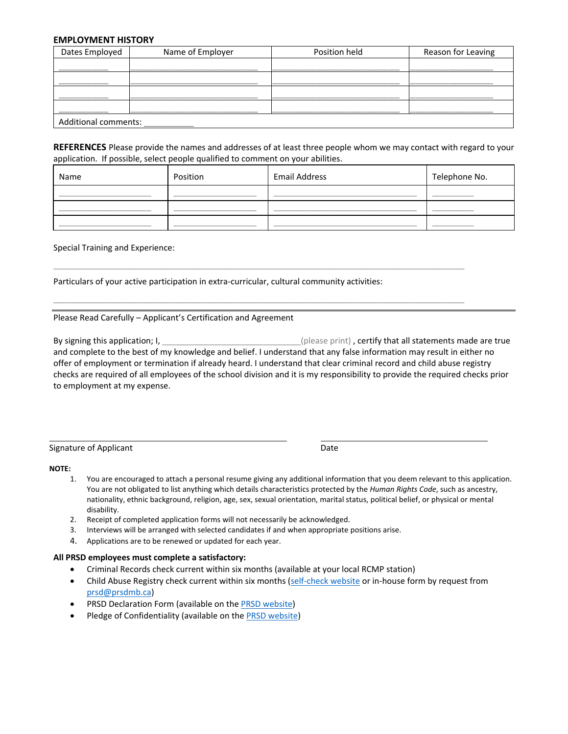## EMPLOYMENT HISTORY

| Dates Employed | Name of Employer | Position held | Reason for Leaving |
|---|---|---|---|
| __________ | ____________________________ | ____________________________ | __________________ |
| __________ | ____________________________ | ____________________________ | __________________ |
| __________ | ____________________________ | ____________________________ | __________________ |
| __________ | ____________________________ | ____________________________ | __________________ |
| Additional comments: ___________ | | | |

**REFERENCES** Please provide the names and addresses of at least three people whom we may contact with regard to your application. If possible, select people qualified to comment on your abilities.

| Name | Position | Email Address | Telephone No. |
|---|---|---|---|
| ____________________ | __________________ | ________________________________ | _________ |
| ____________________ | __________________ | ________________________________ | _________ |
| ____________________ | __________________ | ________________________________ | _________ |

Special Training and Experience:

_____________________________________________________________________________________

Particulars of your active participation in extra-curricular, cultural community activities:

_____________________________________________________________________________________

---

Please Read Carefully – Applicant's Certification and Agreement

By signing this application; I, _____________________________(please print) , certify that all statements made are true and complete to the best of my knowledge and belief. I understand that any false information may result in either no offer of employment or termination if already heard. I understand that clear criminal record and child abuse registry checks are required of all employees of the school division and it is my responsibility to provide the required checks prior to employment at my expense.

_______________________________________ &nbsp;&nbsp;&nbsp;&nbsp; ____________________________

Signature of Applicant &nbsp;&nbsp;&nbsp;&nbsp; Date

**NOTE:**

1. You are encouraged to attach a personal resume giving any additional information that you deem relevant to this application. You are not obligated to list anything which details characteristics protected by the *Human Rights Code*, such as ancestry, nationality, ethnic background, religion, age, sex, sexual orientation, marital status, political belief, or physical or mental disability.
2. Receipt of completed application forms will not necessarily be acknowledged.
3. Interviews will be arranged with selected candidates if and when appropriate positions arise.
4. Applications are to be renewed or updated for each year.

**All PRSD employees must complete a satisfactory:**

- Criminal Records check current within six months (available at your local RCMP station)
- Child Abuse Registry check current within six months (self-check website or in-house form by request from prsd@prsdmb.ca)
- PRSD Declaration Form (available on the PRSD website)
- Pledge of Confidentiality (available on the PRSD website)